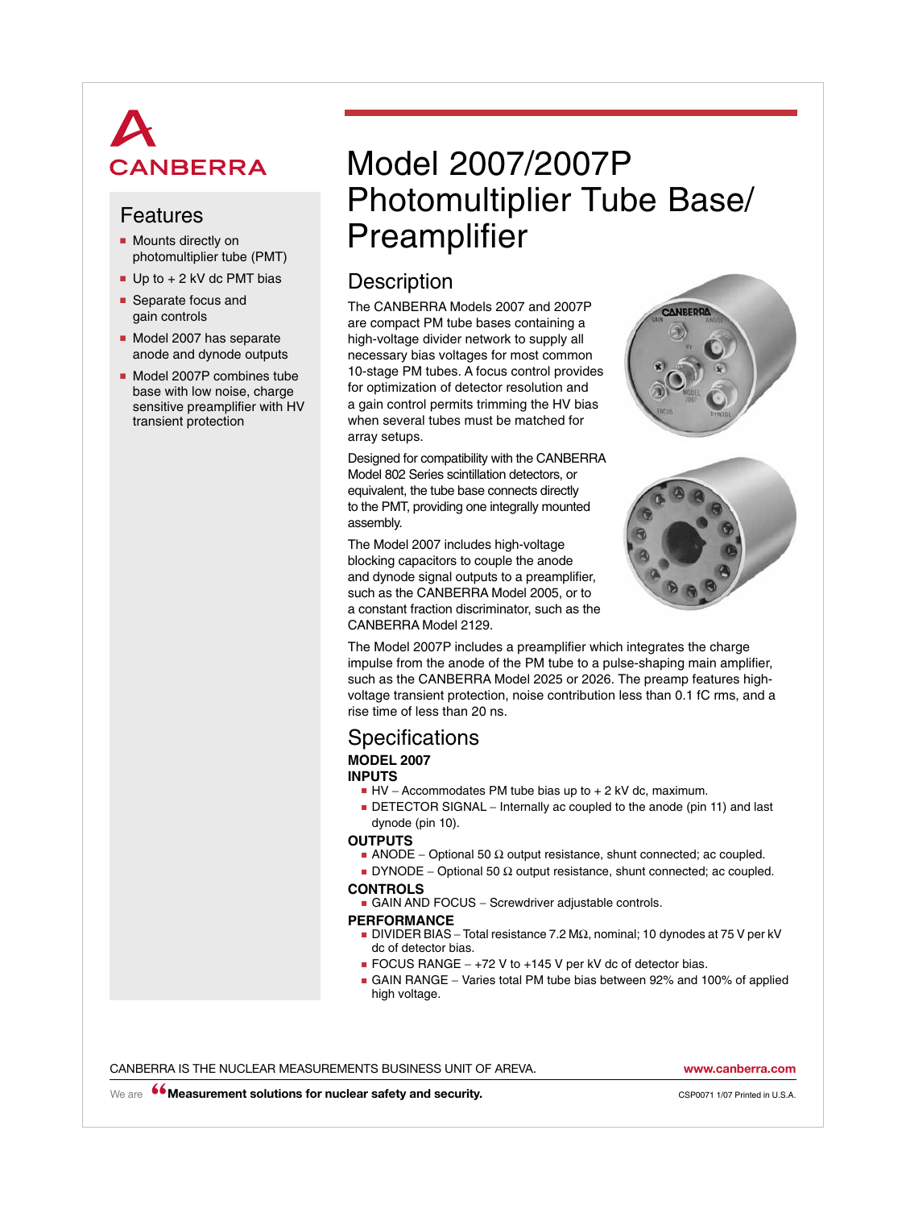CANBERRA

# Model 2007/2007P Photomultiplier Tube Base/ Preamplifier

## Features

- Mounts directly on photomultiplier tube (PMT)
- Up to + 2 kV dc PMT bias
- Separate focus and gain controls
- Model 2007 has separate anode and dynode outputs
- Model 2007P combines tube base with low noise, charge sensitive preamplifier with HV transient protection

## Description

The CANBERRA Models 2007 and 2007P are compact PM tube bases containing a high-voltage divider network to supply all necessary bias voltages for most common 10-stage PM tubes. A focus control provides for optimization of detector resolution and a gain control permits trimming the HV bias when several tubes must be matched for array setups.

Designed for compatibility with the CANBERRA Model 802 Series scintillation detectors, or equivalent, the tube base connects directly to the PMT, providing one integrally mounted assembly.

The Model 2007 includes high-voltage blocking capacitors to couple the anode and dynode signal outputs to a preamplifier, such as the CANBERRA Model 2005, or to a constant fraction discriminator, such as the CANBERRA Model 2129.

The Model 2007P includes a preamplifier which integrates the charge impulse from the anode of the PM tube to a pulse-shaping main amplifier, such as the CANBERRA Model 2025 or 2026. The preamp features high-voltage transient protection, noise contribution less than 0.1 fC rms, and a rise time of less than 20 ns.

## Specifications

### MODEL 2007

#### INPUTS

- HV – Accommodates PM tube bias up to + 2 kV dc, maximum.
- DETECTOR SIGNAL – Internally ac coupled to the anode (pin 11) and last dynode (pin 10).

#### OUTPUTS

- ANODE – Optional 50 Ω output resistance, shunt connected; ac coupled.
- DYNODE – Optional 50 Ω output resistance, shunt connected; ac coupled.

#### CONTROLS

- GAIN AND FOCUS – Screwdriver adjustable controls.

#### PERFORMANCE

- DIVIDER BIAS – Total resistance 7.2 MΩ, nominal; 10 dynodes at 75 V per kV dc of detector bias.
- FOCUS RANGE – +72 V to +145 V per kV dc of detector bias.
- GAIN RANGE – Varies total PM tube bias between 92% and 100% of applied high voltage.

CANBERRA IS THE NUCLEAR MEASUREMENTS BUSINESS UNIT OF AREVA.

www.canberra.com

We are "Measurement solutions for nuclear safety and security.

CSP0071 1/07 Printed in U.S.A.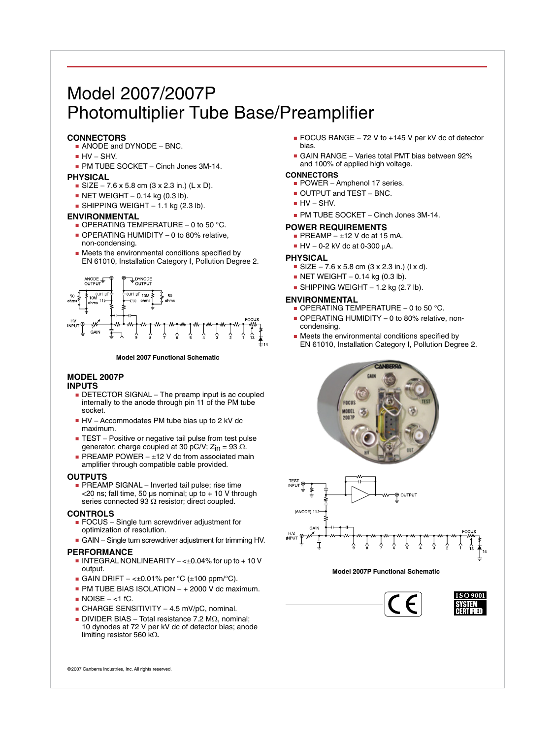# Model 2007/2007P Photomultiplier Tube Base/Preamplifier

## CONNECTORS

- ANODE and DYNODE – BNC.
- HV – SHV.
- PM TUBE SOCKET – Cinch Jones 3M-14.

## PHYSICAL

- SIZE – 7.6 x 5.8 cm (3 x 2.3 in.) (L x D).
- NET WEIGHT – 0.14 kg (0.3 lb).
- SHIPPING WEIGHT – 1.1 kg (2.3 lb).

## ENVIRONMENTAL

- OPERATING TEMPERATURE – 0 to 50 °C.
- OPERATING HUMIDITY – 0 to 80% relative, non-condensing.
- Meets the environmental conditions specified by EN 61010, Installation Category I, Pollution Degree 2.

ANODE OUTPUT
DYNODE OUTPUT
50 ohms
10M ohms
0.01 µF
11
0.01 µF
10M ohms
10
50 ohms
HV INPUT
GAIN
FOCUS
9 8 7 6 5 4 3 2 1 13 14

**Model 2007 Functional Schematic**

## MODEL 2007P

## INPUTS

- DETECTOR SIGNAL – The preamp input is ac coupled internally to the anode through pin 11 of the PM tube socket.
- HV – Accommodates PM tube bias up to 2 kV dc maximum.
- TEST – Positive or negative tail pulse from test pulse generator; charge coupled at 30 pC/V; $Z_{in}$ = 93 Ω.
- PREAMP POWER – ±12 V dc from associated main amplifier through compatible cable provided.

## OUTPUTS

- PREAMP SIGNAL – Inverted tail pulse; rise time <20 ns; fall time, 50 µs nominal; up to + 10 V through series connected 93 Ω resistor; direct coupled.

## CONTROLS

- FOCUS – Single turn screwdriver adjustment for optimization of resolution.
- GAIN – Single turn screwdriver adjustment for trimming HV.

## PERFORMANCE

- INTEGRAL NONLINEARITY – <±0.04% for up to + 10 V output.
- GAIN DRIFT – <±0.01% per °C (±100 ppm/°C).
- PM TUBE BIAS ISOLATION – + 2000 V dc maximum.
- NOISE – <1 fC.
- CHARGE SENSITIVITY – 4.5 mV/pC, nominal.
- DIVIDER BIAS – Total resistance 7.2 MΩ, nominal; 10 dynodes at 72 V per kV dc of detector bias; anode limiting resistor 560 kΩ.

- FOCUS RANGE – 72 V to +145 V per kV dc of detector bias.
- GAIN RANGE – Varies total PMT bias between 92% and 100% of applied high voltage.

## CONNECTORS

- POWER – Amphenol 17 series.
- OUTPUT and TEST – BNC.
- HV – SHV.
- PM TUBE SOCKET – Cinch Jones 3M-14.

## POWER REQUIREMENTS

- PREAMP – ±12 V dc at 15 mA.
- HV – 0-2 kV dc at 0-300 µA.

## PHYSICAL

- SIZE – 7.6 x 5.8 cm (3 x 2.3 in.) (l x d).
- NET WEIGHT – 0.14 kg (0.3 lb).
- SHIPPING WEIGHT – 1.2 kg (2.7 lb).

## ENVIRONMENTAL

- OPERATING TEMPERATURE – 0 to 50 °C.
- OPERATING HUMIDITY – 0 to 80% relative, non-condensing.
- Meets the environmental conditions specified by EN 61010, Installation Category I, Pollution Degree 2.

CANBERRA
GAIN
FOCUS
MODEL 2007P
TEST
HV
OUT

TEST INPUT
OUTPUT
(ANODE) 11
GAIN
H.V. INPUT
FOCUS
9 8 7 6 5 4 3 2 1 13 14

**Model 2007P Functional Schematic**

ISO 9001 SYSTEM CERTIFIED

©2007 Canberra Industries, Inc. All rights reserved.